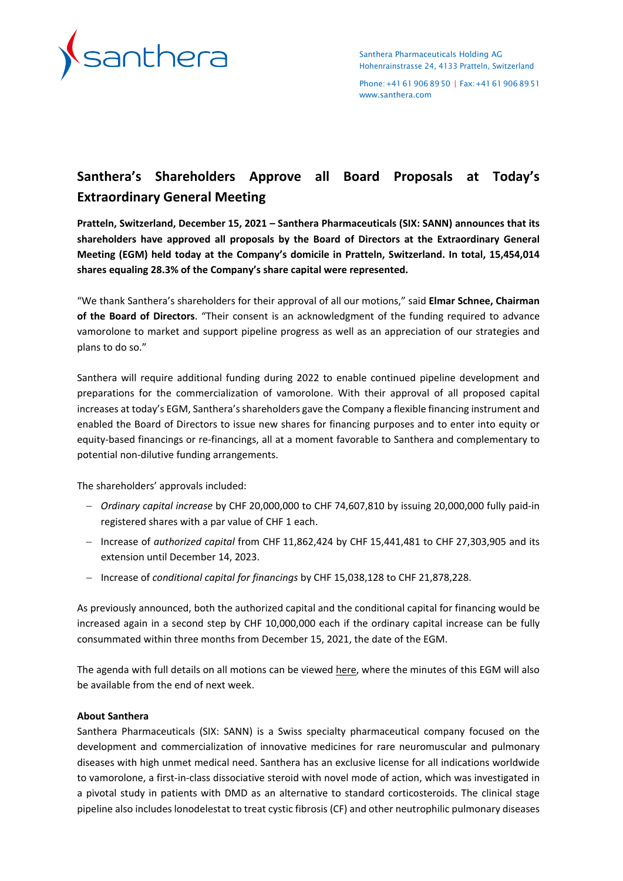Santhera Pharmaceuticals Holding AG
Hohenrainstrasse 24, 4133 Pratteln, Switzerland

Phone: +41 61 906 89 50 | Fax: +41 61 906 89 51
www.santhera.com

# Santhera's Shareholders Approve all Board Proposals at Today's Extraordinary General Meeting

**Pratteln, Switzerland, December 15, 2021 – Santhera Pharmaceuticals (SIX: SANN) announces that its shareholders have approved all proposals by the Board of Directors at the Extraordinary General Meeting (EGM) held today at the Company's domicile in Pratteln, Switzerland. In total, 15,454,014 shares equaling 28.3% of the Company's share capital were represented.**

"We thank Santhera's shareholders for their approval of all our motions," said **Elmar Schnee, Chairman of the Board of Directors**. "Their consent is an acknowledgment of the funding required to advance vamorolone to market and support pipeline progress as well as an appreciation of our strategies and plans to do so."

Santhera will require additional funding during 2022 to enable continued pipeline development and preparations for the commercialization of vamorolone. With their approval of all proposed capital increases at today's EGM, Santhera's shareholders gave the Company a flexible financing instrument and enabled the Board of Directors to issue new shares for financing purposes and to enter into equity or equity-based financings or re-financings, all at a moment favorable to Santhera and complementary to potential non-dilutive funding arrangements.

The shareholders' approvals included:

- *Ordinary capital increase* by CHF 20,000,000 to CHF 74,607,810 by issuing 20,000,000 fully paid-in registered shares with a par value of CHF 1 each.
- Increase of *authorized capital* from CHF 11,862,424 by CHF 15,441,481 to CHF 27,303,905 and its extension until December 14, 2023.
- Increase of *conditional capital for financings* by CHF 15,038,128 to CHF 21,878,228.

As previously announced, both the authorized capital and the conditional capital for financing would be increased again in a second step by CHF 10,000,000 each if the ordinary capital increase can be fully consummated within three months from December 15, 2021, the date of the EGM.

The agenda with full details on all motions can be viewed here, where the minutes of this EGM will also be available from the end of next week.

**About Santhera**

Santhera Pharmaceuticals (SIX: SANN) is a Swiss specialty pharmaceutical company focused on the development and commercialization of innovative medicines for rare neuromuscular and pulmonary diseases with high unmet medical need. Santhera has an exclusive license for all indications worldwide to vamorolone, a first-in-class dissociative steroid with novel mode of action, which was investigated in a pivotal study in patients with DMD as an alternative to standard corticosteroids. The clinical stage pipeline also includes lonodelestat to treat cystic fibrosis (CF) and other neutrophilic pulmonary diseases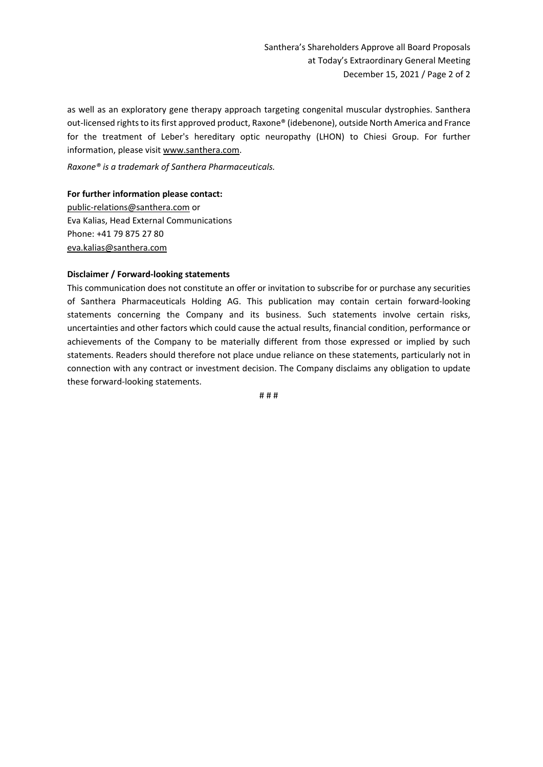as well as an exploratory gene therapy approach targeting congenital muscular dystrophies. Santhera out-licensed rights to its first approved product, Raxone® (idebenone), outside North America and France for the treatment of Leber's hereditary optic neuropathy (LHON) to Chiesi Group. For further information, please visit www.santhera.com.

*Raxone® is a trademark of Santhera Pharmaceuticals.*

**For further information please contact:**
public-relations@santhera.com or
Eva Kalias, Head External Communications
Phone: +41 79 875 27 80
eva.kalias@santhera.com

**Disclaimer / Forward-looking statements**

This communication does not constitute an offer or invitation to subscribe for or purchase any securities of Santhera Pharmaceuticals Holding AG. This publication may contain certain forward-looking statements concerning the Company and its business. Such statements involve certain risks, uncertainties and other factors which could cause the actual results, financial condition, performance or achievements of the Company to be materially different from those expressed or implied by such statements. Readers should therefore not place undue reliance on these statements, particularly not in connection with any contract or investment decision. The Company disclaims any obligation to update these forward-looking statements.

# # #